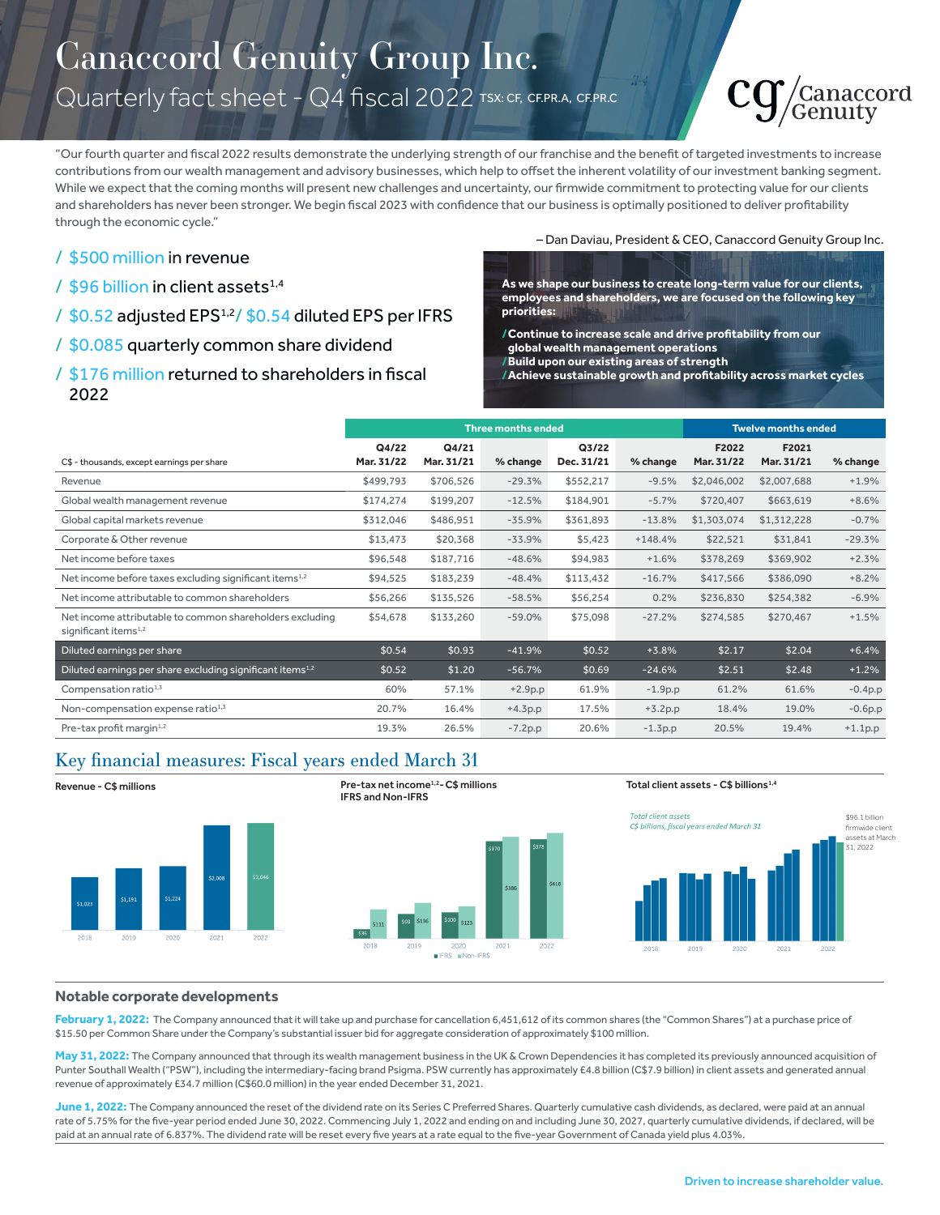# Canaccord Genuity Group Inc.

## Quarterly fact sheet - Q4 fiscal 2022 TSX: CF, CF.PR.A, CF.PR.C

"Our fourth quarter and fiscal 2022 results demonstrate the underlying strength of our franchise and the benefit of targeted investments to increase contributions from our wealth management and advisory businesses, which help to offset the inherent volatility of our investment banking segment. While we expect that the coming months will present new challenges and uncertainty, our firmwide commitment to protecting value for our clients and shareholders has never been stronger. We begin fiscal 2023 with confidence that our business is optimally positioned to deliver profitability through the economic cycle."

– Dan Daviau, President & CEO, Canaccord Genuity Group Inc.

- / $500 million in revenue
- / $96 billion in client assets[1,4]
- / $0.52 adjusted EPS[1,2] / $0.54 diluted EPS per IFRS
- / $0.085 quarterly common share dividend
- / $176 million returned to shareholders in fiscal 2022

**As we shape our business to create long-term value for our clients, employees and shareholders, we are focused on the following key priorities:**

- **/Continue to increase scale and drive profitability from our global wealth management operations**
- **/Build upon our existing areas of strength**
- **/Achieve sustainable growth and profitability across market cycles**

| | Three months ended | | | | | Twelve months ended | | |
|---|---|---|---|---|---|---|---|---|
| C$ - thousands, except earnings per share | Q4/22 Mar. 31/22 | Q4/21 Mar. 31/21 | % change | Q3/22 Dec. 31/21 | % change | F2022 Mar. 31/22 | F2021 Mar. 31/21 | % change |
| Revenue | $499,793 | $706,526 | -29.3% | $552,217 | -9.5% | $2,046,002 | $2,007,688 | +1.9% |
| Global wealth management revenue | $174,274 | $199,207 | -12.5% | $184,901 | -5.7% | $720,407 | $663,619 | +8.6% |
| Global capital markets revenue | $312,046 | $486,951 | -35.9% | $361,893 | -13.8% | $1,303,074 | $1,312,228 | -0.7% |
| Corporate & Other revenue | $13,473 | $20,368 | -33.9% | $5,423 | +148.4% | $22,521 | $31,841 | -29.3% |
| Net income before taxes | $96,548 | $187,716 | -48.6% | $94,983 | +1.6% | $378,269 | $369,902 | +2.3% |
| Net income before taxes excluding significant items[1,2] | $94,525 | $183,239 | -48.4% | $113,432 | -16.7% | $417,566 | $386,090 | +8.2% |
| Net income attributable to common shareholders | $56,266 | $135,526 | -58.5% | $56,254 | 0.2% | $236,830 | $254,382 | -6.9% |
| Net income attributable to common shareholders excluding significant items[1,2] | $54,678 | $133,260 | -59.0% | $75,098 | -27.2% | $274,585 | $270,467 | +1.5% |
| Diluted earnings per share | $0.54 | $0.93 | -41.9% | $0.52 | +3.8% | $2.17 | $2.04 | +6.4% |
| Diluted earnings per share excluding significant items[1,2] | $0.52 | $1.20 | -56.7% | $0.69 | -24.6% | $2.51 | $2.48 | +1.2% |
| Compensation ratio[1,3] | 60% | 57.1% | +2.9p.p | 61.9% | -1.9p.p | 61.2% | 61.6% | -0.4p.p |
| Non-compensation expense ratio[1,3] | 20.7% | 16.4% | +4.3p.p | 17.5% | +3.2p.p | 18.4% | 19.0% | -0.6p.p |
| Pre-tax profit margin[1,2] | 19.3% | 26.5% | -7.2p.p | 20.6% | -1.3p.p | 20.5% | 19.4% | +1.1p.p |

## Key financial measures: Fiscal years ended March 31

**Revenue - C$ millions**

| 2018 | 2019 | 2020 | 2021 | 2022 |
|---|---|---|---|---|
| $1,023 | $1,191 | $1,224 | $2,008 | $2,046 |

**Pre-tax net income[1,2] - C$ millions IFRS and Non-IFRS**

| | 2018 | 2019 | 2020 | 2021 | 2022 |
|---|---|---|---|---|---|
| IFRS | $35 | $93 | $100 | $370 | $378 |
| Non-IFRS | $131 | $136 | $123 | $386 | $418 |

**Total client assets - C$ billions[1,4]**

Total client assets C$ billions, fiscal years ended March 31

$96.1 billion firmwide client assets at March 31, 2022

## Notable corporate developments

**February 1, 2022:** The Company announced that it will take up and purchase for cancellation 6,451,612 of its common shares (the "Common Shares") at a purchase price of $15.50 per Common Share under the Company's substantial issuer bid for aggregate consideration of approximately $100 million.

**May 31, 2022:** The Company announced that through its wealth management business in the UK & Crown Dependencies it has completed its previously announced acquisition of Punter Southall Wealth ("PSW"), including the intermediary-facing brand Psigma. PSW currently has approximately £4.8 billion (C$7.9 billion) in client assets and generated annual revenue of approximately £34.7 million (C$60.0 million) in the year ended December 31, 2021.

**June 1, 2022:** The Company announced the reset of the dividend rate on its Series C Preferred Shares. Quarterly cumulative cash dividends, as declared, were paid at an annual rate of 5.75% for the five-year period ended June 30, 2022. Commencing July 1, 2022 and ending on and including June 30, 2027, quarterly cumulative dividends, if declared, will be paid at an annual rate of 6.837%. The dividend rate will be reset every five years at a rate equal to the five-year Government of Canada yield plus 4.03%.

Driven to increase shareholder value.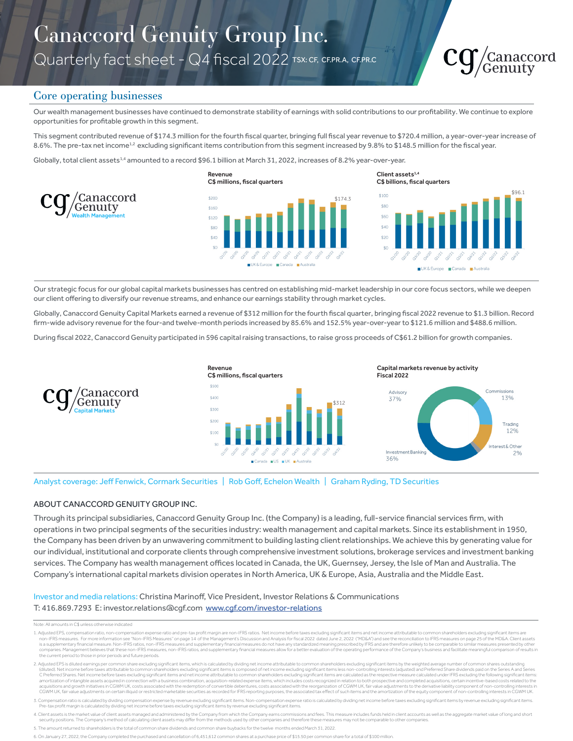# Canaccord Genuity Group Inc.

## Quarterly fact sheet - Q4 fiscal 2022 TSX: CF, CF.PR.A, CF.PR.C

## Core operating businesses

Our wealth management businesses have continued to demonstrate stability of earnings with solid contributions to our profitability. We continue to explore opportunities for profitable growth in this segment.

This segment contributed revenue of $174.3 million for the fourth fiscal quarter, bringing full fiscal year revenue to $720.4 million, a year-over-year increase of 8.6%. The pre-tax net income[1,2] excluding significant items contribution from this segment increased by 9.8% to $148.5 million for the fiscal year.

Globally, total client assets[1,4] amounted to a record $96.1 billion at March 31, 2022, increases of 8.2% year-over-year.

Canaccord Genuity Wealth Management

Revenue
C$ millions, fiscal quarters

$200
$160
$120
$80
$40
$0
$174.3
Q1/20 Q2/20 Q3/20 Q4/20 Q1/21 Q2/21 Q3/21 Q4/21 Q1/22 Q2/22 Q3/22 Q4/22
UK & Europe Canada Australia

Client assets[1,4]
C$ billions, fiscal quarters

$100
$80
$60
$40
$20
$0
$96.1
Q1/20 Q2/20 Q3/20 Q4/20 Q1/21 Q2/21 Q3/21 Q4/21 Q1/22 Q2/22 Q3/22 Q4/22
UK & Europe Canada Australia

Our strategic focus for our global capital markets businesses has centred on establishing mid-market leadership in our core focus sectors, while we deepen our client offering to diversify our revenue streams, and enhance our earnings stability through market cycles.

Globally, Canaccord Genuity Capital Markets earned a revenue of $312 million for the fourth fiscal quarter, bringing fiscal 2022 revenue to $1.3 billion. Record firm-wide advisory revenue for the four-and twelve-month periods increased by 85.6% and 152.5% year-over-year to $121.6 million and $488.6 million.

During fiscal 2022, Canaccord Genuity participated in 596 capital raising transactions, to raise gross proceeds of C$61.2 billion for growth companies.

Canaccord Genuity Capital Markets

Revenue
C$ millions, fiscal quarters

$500
$400
$300
$200
$100
$0
$312
Q1/20 Q2/20 Q3/20 Q4/20 Q1/21 Q2/21 Q3/21 Q4/21 Q1/22 Q2/22 Q3/22 Q4/22
Canada US UK Australia

Capital markets revenue by activity
Fiscal 2022

Advisory 37%
Commissions 13%
Trading 12%
Interest & Other 2%
Investment Banking 36%

Analyst coverage: Jeff Fenwick, Cormark Securities | Rob Goff, Echelon Wealth | Graham Ryding, TD Securities

ABOUT CANACCORD GENUITY GROUP INC.

Through its principal subsidiaries, Canaccord Genuity Group Inc. (the Company) is a leading, full-service financial services firm, with operations in two principal segments of the securities industry: wealth management and capital markets. Since its establishment in 1950, the Company has been driven by an unwavering commitment to building lasting client relationships. We achieve this by generating value for our individual, institutional and corporate clients through comprehensive investment solutions, brokerage services and investment banking services. The Company has wealth management offices located in Canada, the UK, Guernsey, Jersey, the Isle of Man and Australia. The Company's international capital markets division operates in North America, UK & Europe, Asia, Australia and the Middle East.

Investor and media relations: Christina Marinoff, Vice President, Investor Relations & Communications
T: 416.869.7293 E: investor.relations@cgf.com www.cgf.com/investor-relations

Note: All amounts in C$ unless otherwise indicated

1. Adjusted EPS, compensation ratio, non-compensation expense ratio and pre-tax profit margin are non-IFRS ratios. Net income before taxes excluding significant items and net income attributable to common shareholders excluding significant items are non-IFRS measures. For more information see "Non-IFRS Measures" on page 14 of the Management's Discussion and Analysis for fiscal 2022 dated June 2, 2022 ("MD&A") and see the reconciliation to IFRS measures on page 25 of the MD&A. Client assets is a supplementary financial measure. Non-IFRS ratios, non-IFRS measures and supplementary financial measures do not have any standardized meaning prescribed by IFRS and are therefore unlikely to be comparable to similar measures presented by other companies. Management believes that these non-IFRS measures, non-IFRS ratios, and supplementary financial measures allow for a better evaluation of the operating performance of the Company's business and facilitate meaningful comparison of results in the current period to those in prior periods and future periods.

2. Adjusted EPS is diluted earnings per common share excluding significant items, which is calculated by dividing net income attributable to common shareholders excluding significant items by the weighted average number of common shares outstanding (diluted). Net income before taxes attributable to common shareholders excluding significant items is composed of net income excluding significant items less non-controlling interests (adjusted) and Preferred Share dividends paid on the Series A and Series C Preferred Shares. Net income before taxes excluding significant items and net income attributable to common shareholders excluding significant items are calculated as the respective measure calculated under IFRS excluding the following significant items: amortization of intangible assets acquired in connection with a business combination, acquisition-related expense items, which includes costs recognized in relation to both prospective and completed acquisitions, certain incentive-based costs related to the acquisitions and growth initiatives in CGWM UK, costs associated with the redemption of convertible debentures, costs associated with the reorganization of CGWM UK, fair value adjustments to the derivative liability component of non-controlling interests in CGWM UK, fair value adjustments on certain illiquid or restricted marketable securities as recorded for IFRS reporting purposes, the associated tax effect of such items and the amortization of the equity component of non-controlling interests in CGWM UK.

3. Compensation ratio is calculated by dividing compensation expense by revenue excluding significant items. Non-compensation expense ratio is calculated by dividing net income before taxes excluding significant items by revenue excluding significant items. Pre-tax profit margin is calculated by dividing net income before taxes excluding significant items by revenue excluding significant items.

4. Client assets is the market value of client assets managed and administered by the Company from which the Company earns commissions and fees. This measure includes funds held in client accounts as well as the aggregate market value of long and short security positions. The Company's method of calculating client assets may differ from the methods used by other companies and therefore these measures may not be comparable to other companies.

5. The amount returned to shareholders is the total of common share dividends and common share buybacks for the twelve months ended March 31, 2022.

6. On January 27, 2022, the Company completed the purchased and cancellation of 6,451,612 common shares at a purchase price of $15.50 per common share for a total of $100 million.